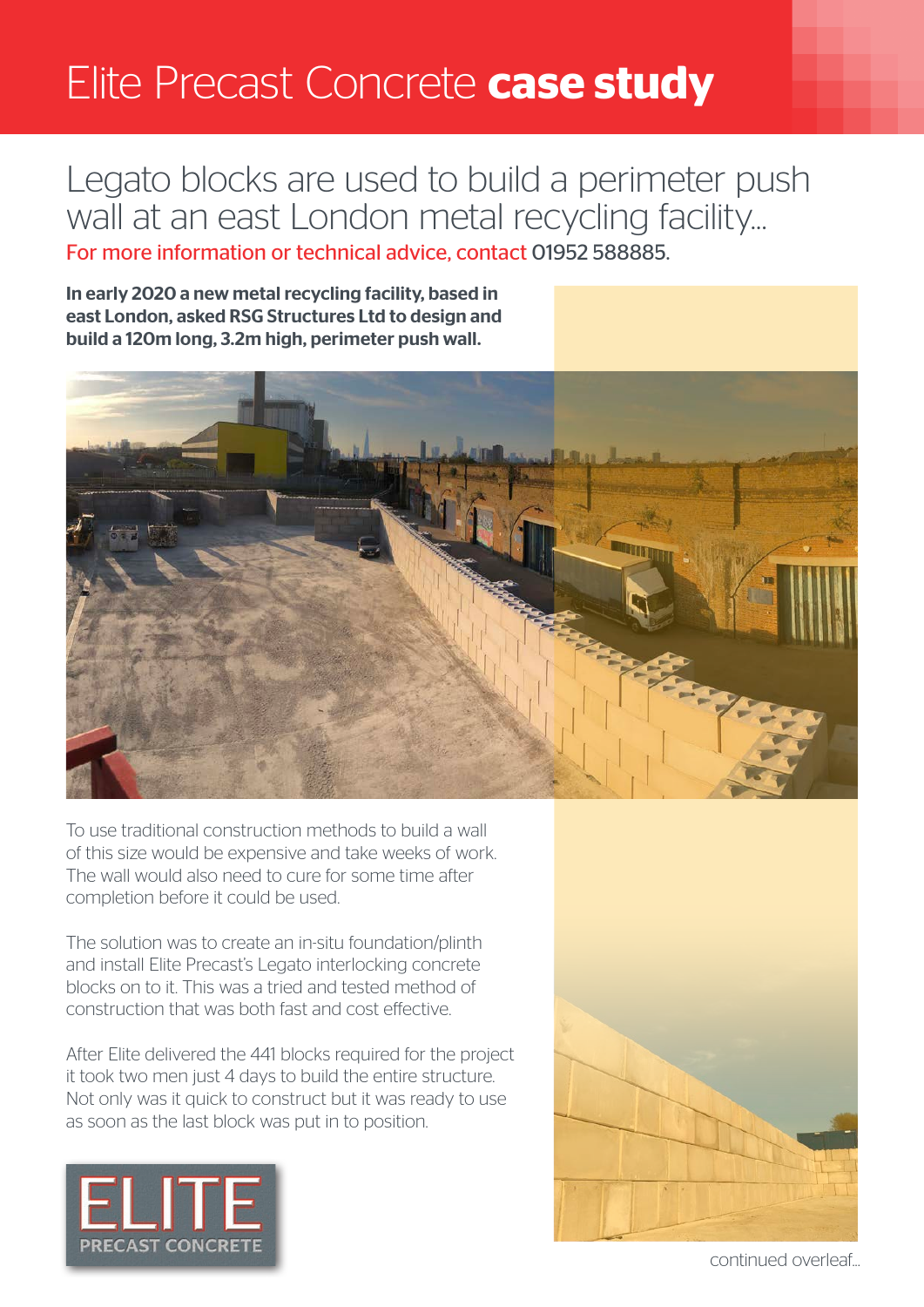# Elite Precast Concrete **case study**

## Legato blocks are used to build a perimeter push wall at an east London metal recycling facility...

For more information or technical advice, contact 01952 588885.

**In early 2020 a new metal recycling facility, based in east London, asked RSG Structures Ltd to design and build a 120m long, 3.2m high, perimeter push wall.**

To use traditional construction methods to build a wall of this size would be expensive and take weeks of work. The wall would also need to cure for some time after completion before it could be used.

The solution was to create an in-situ foundation/plinth and install Elite Precast's Legato interlocking concrete blocks on to it. This was a tried and tested method of construction that was both fast and cost effective.

After Elite delivered the 441 blocks required for the project it took two men just 4 days to build the entire structure. Not only was it quick to construct but it was ready to use as soon as the last block was put in to position.

ELITE PRECAST CONCRETE

continued overleaf...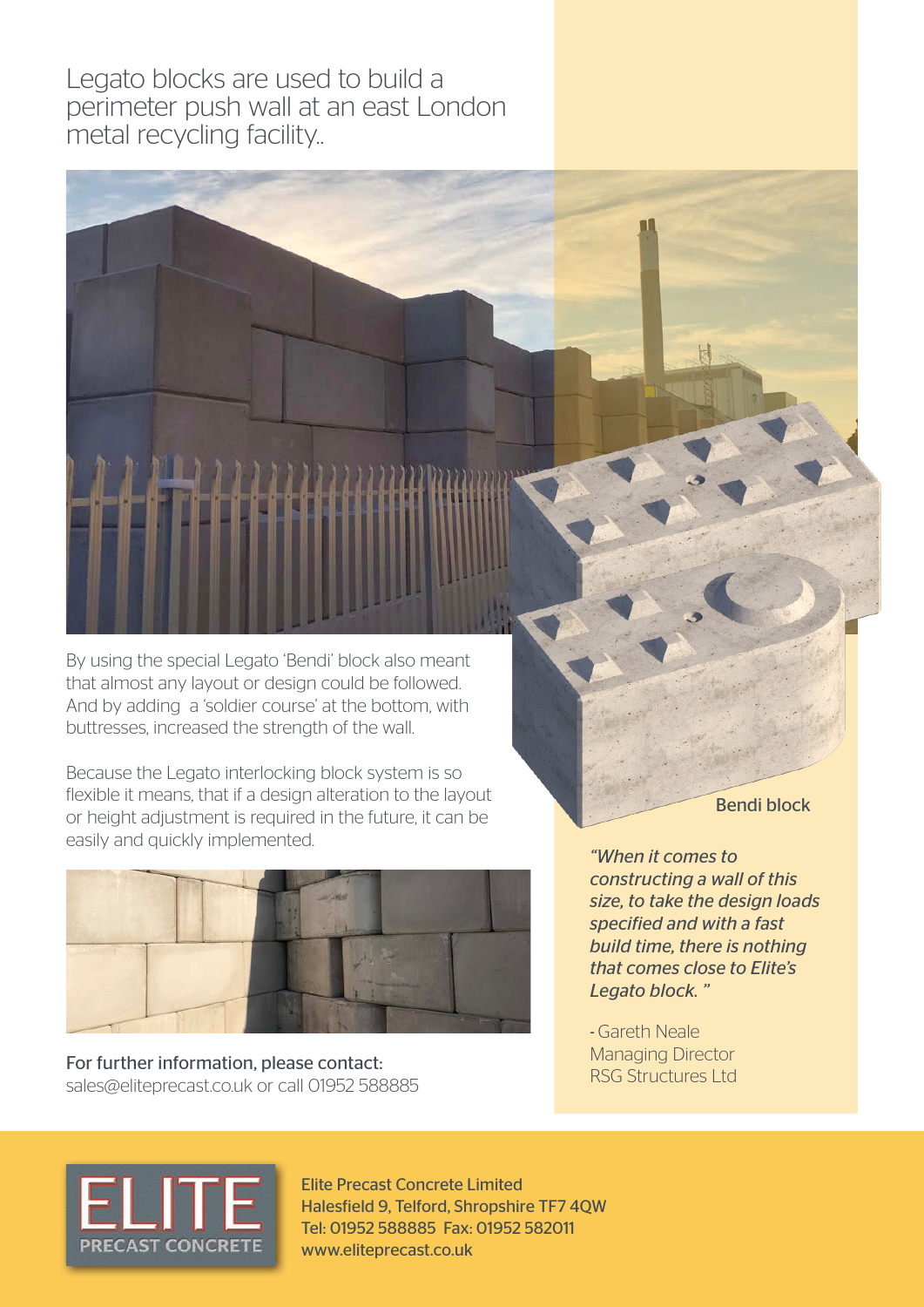# Legato blocks are used to build a perimeter push wall at an east London metal recycling facility..

By using the special Legato 'Bendi' block also meant that almost any layout or design could be followed. And by adding a 'soldier course' at the bottom, with buttresses, increased the strength of the wall.

Because the Legato interlocking block system is so flexible it means, that if a design alteration to the layout or height adjustment is required in the future, it can be easily and quickly implemented.

Bendi block

*"When it comes to constructing a wall of this size, to take the design loads specified and with a fast build time, there is nothing that comes close to Elite's Legato block. "*

- Gareth Neale
Managing Director
RSG Structures Ltd

For further information, please contact:
sales@eliteprecast.co.uk or call 01952 588885

ELITE PRECAST CONCRETE

Elite Precast Concrete Limited
Halesfield 9, Telford, Shropshire TF7 4QW
Tel: 01952 588885 Fax: 01952 582011
www.eliteprecast.co.uk